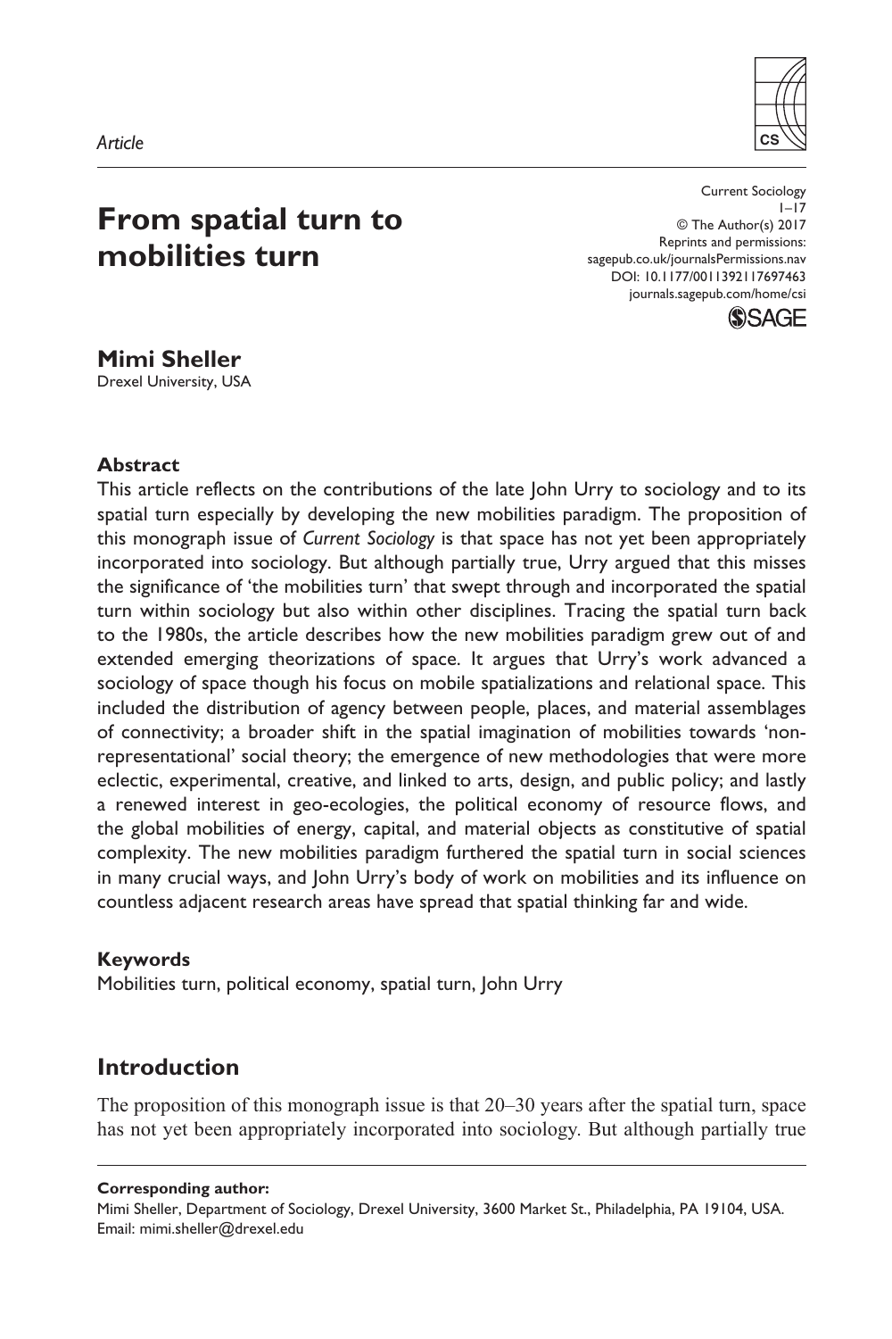*Article*

# From spatial turn to mobilities turn

Current Sociology
1–17
© The Author(s) 2017
Reprints and permissions:
sagepub.co.uk/journalsPermissions.nav
DOI: 10.1177/0011392117697463
journals.sagepub.com/home/csi

**Mimi Sheller**
Drexel University, USA

### Abstract

This article reflects on the contributions of the late John Urry to sociology and to its spatial turn especially by developing the new mobilities paradigm. The proposition of this monograph issue of *Current Sociology* is that space has not yet been appropriately incorporated into sociology. But although partially true, Urry argued that this misses the significance of 'the mobilities turn' that swept through and incorporated the spatial turn within sociology but also within other disciplines. Tracing the spatial turn back to the 1980s, the article describes how the new mobilities paradigm grew out of and extended emerging theorizations of space. It argues that Urry's work advanced a sociology of space though his focus on mobile spatializations and relational space. This included the distribution of agency between people, places, and material assemblages of connectivity; a broader shift in the spatial imagination of mobilities towards 'non-representational' social theory; the emergence of new methodologies that were more eclectic, experimental, creative, and linked to arts, design, and public policy; and lastly a renewed interest in geo-ecologies, the political economy of resource flows, and the global mobilities of energy, capital, and material objects as constitutive of spatial complexity. The new mobilities paradigm furthered the spatial turn in social sciences in many crucial ways, and John Urry's body of work on mobilities and its influence on countless adjacent research areas have spread that spatial thinking far and wide.

### Keywords

Mobilities turn, political economy, spatial turn, John Urry

## Introduction

The proposition of this monograph issue is that 20–30 years after the spatial turn, space has not yet been appropriately incorporated into sociology. But although partially true

**Corresponding author:**
Mimi Sheller, Department of Sociology, Drexel University, 3600 Market St., Philadelphia, PA 19104, USA.
Email: mimi.sheller@drexel.edu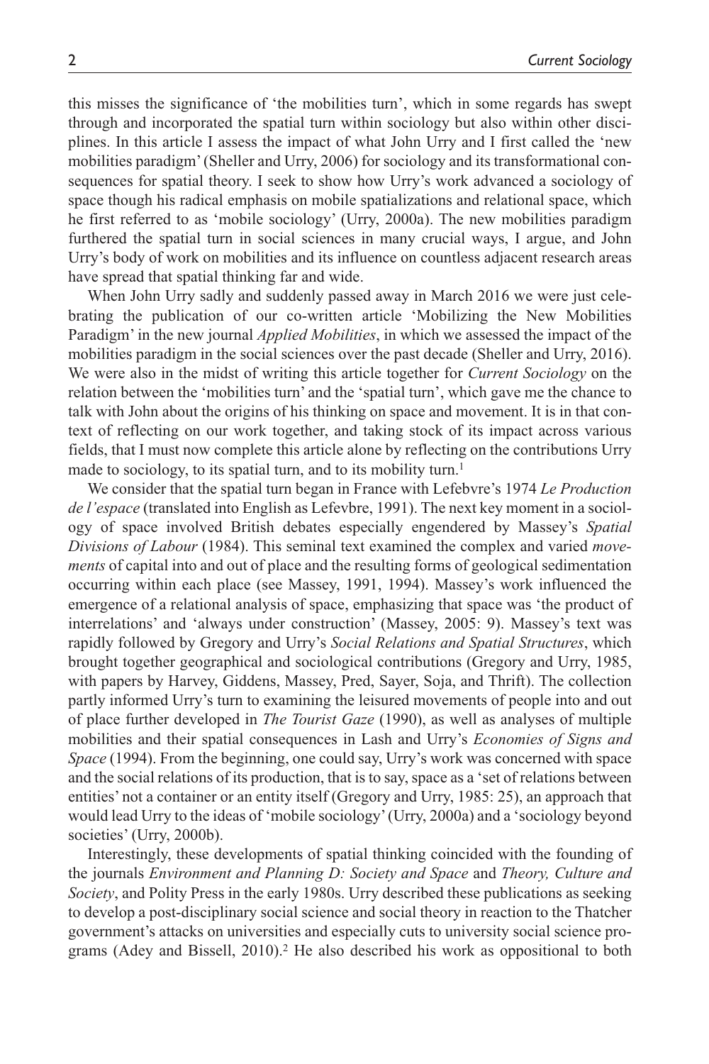this misses the significance of 'the mobilities turn', which in some regards has swept through and incorporated the spatial turn within sociology but also within other disciplines. In this article I assess the impact of what John Urry and I first called the 'new mobilities paradigm' (Sheller and Urry, 2006) for sociology and its transformational consequences for spatial theory. I seek to show how Urry's work advanced a sociology of space though his radical emphasis on mobile spatializations and relational space, which he first referred to as 'mobile sociology' (Urry, 2000a). The new mobilities paradigm furthered the spatial turn in social sciences in many crucial ways, I argue, and John Urry's body of work on mobilities and its influence on countless adjacent research areas have spread that spatial thinking far and wide.

When John Urry sadly and suddenly passed away in March 2016 we were just celebrating the publication of our co-written article 'Mobilizing the New Mobilities Paradigm' in the new journal *Applied Mobilities*, in which we assessed the impact of the mobilities paradigm in the social sciences over the past decade (Sheller and Urry, 2016). We were also in the midst of writing this article together for *Current Sociology* on the relation between the 'mobilities turn' and the 'spatial turn', which gave me the chance to talk with John about the origins of his thinking on space and movement. It is in that context of reflecting on our work together, and taking stock of its impact across various fields, that I must now complete this article alone by reflecting on the contributions Urry made to sociology, to its spatial turn, and to its mobility turn.[1]

We consider that the spatial turn began in France with Lefebvre's 1974 *Le Production de l'espace* (translated into English as Lefevbre, 1991). The next key moment in a sociology of space involved British debates especially engendered by Massey's *Spatial Divisions of Labour* (1984). This seminal text examined the complex and varied *movements* of capital into and out of place and the resulting forms of geological sedimentation occurring within each place (see Massey, 1991, 1994). Massey's work influenced the emergence of a relational analysis of space, emphasizing that space was 'the product of interrelations' and 'always under construction' (Massey, 2005: 9). Massey's text was rapidly followed by Gregory and Urry's *Social Relations and Spatial Structures*, which brought together geographical and sociological contributions (Gregory and Urry, 1985, with papers by Harvey, Giddens, Massey, Pred, Sayer, Soja, and Thrift). The collection partly informed Urry's turn to examining the leisured movements of people into and out of place further developed in *The Tourist Gaze* (1990), as well as analyses of multiple mobilities and their spatial consequences in Lash and Urry's *Economies of Signs and Space* (1994). From the beginning, one could say, Urry's work was concerned with space and the social relations of its production, that is to say, space as a 'set of relations between entities' not a container or an entity itself (Gregory and Urry, 1985: 25), an approach that would lead Urry to the ideas of 'mobile sociology' (Urry, 2000a) and a 'sociology beyond societies' (Urry, 2000b).

Interestingly, these developments of spatial thinking coincided with the founding of the journals *Environment and Planning D: Society and Space* and *Theory, Culture and Society*, and Polity Press in the early 1980s. Urry described these publications as seeking to develop a post-disciplinary social science and social theory in reaction to the Thatcher government's attacks on universities and especially cuts to university social science programs (Adey and Bissell, 2010).[2] He also described his work as oppositional to both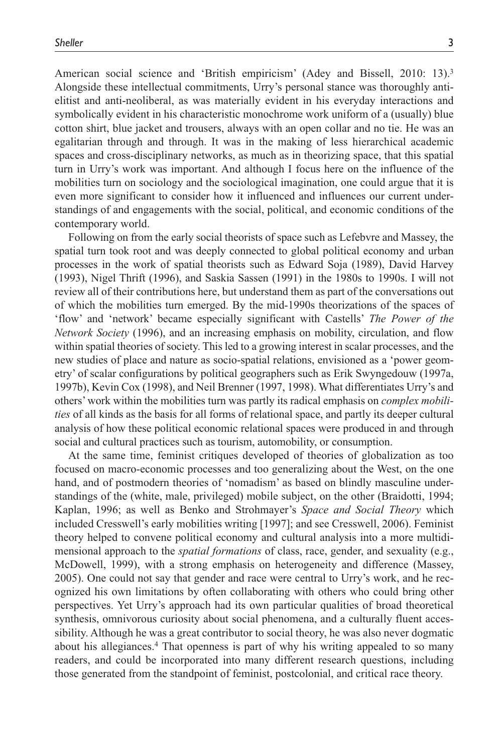American social science and 'British empiricism' (Adey and Bissell, 2010: 13).[3] Alongside these intellectual commitments, Urry's personal stance was thoroughly anti-elitist and anti-neoliberal, as was materially evident in his everyday interactions and symbolically evident in his characteristic monochrome work uniform of a (usually) blue cotton shirt, blue jacket and trousers, always with an open collar and no tie. He was an egalitarian through and through. It was in the making of less hierarchical academic spaces and cross-disciplinary networks, as much as in theorizing space, that this spatial turn in Urry's work was important. And although I focus here on the influence of the mobilities turn on sociology and the sociological imagination, one could argue that it is even more significant to consider how it influenced and influences our current understandings of and engagements with the social, political, and economic conditions of the contemporary world.

Following on from the early social theorists of space such as Lefebvre and Massey, the spatial turn took root and was deeply connected to global political economy and urban processes in the work of spatial theorists such as Edward Soja (1989), David Harvey (1993), Nigel Thrift (1996), and Saskia Sassen (1991) in the 1980s to 1990s. I will not review all of their contributions here, but understand them as part of the conversations out of which the mobilities turn emerged. By the mid-1990s theorizations of the spaces of 'flow' and 'network' became especially significant with Castells' *The Power of the Network Society* (1996), and an increasing emphasis on mobility, circulation, and flow within spatial theories of society. This led to a growing interest in scalar processes, and the new studies of place and nature as socio-spatial relations, envisioned as a 'power geometry' of scalar configurations by political geographers such as Erik Swyngedouw (1997a, 1997b), Kevin Cox (1998), and Neil Brenner (1997, 1998). What differentiates Urry's and others' work within the mobilities turn was partly its radical emphasis on *complex mobilities* of all kinds as the basis for all forms of relational space, and partly its deeper cultural analysis of how these political economic relational spaces were produced in and through social and cultural practices such as tourism, automobility, or consumption.

At the same time, feminist critiques developed of theories of globalization as too focused on macro-economic processes and too generalizing about the West, on the one hand, and of postmodern theories of 'nomadism' as based on blindly masculine understandings of the (white, male, privileged) mobile subject, on the other (Braidotti, 1994; Kaplan, 1996; as well as Benko and Strohmayer's *Space and Social Theory* which included Cresswell's early mobilities writing [1997]; and see Cresswell, 2006). Feminist theory helped to convene political economy and cultural analysis into a more multidimensional approach to the *spatial formations* of class, race, gender, and sexuality (e.g., McDowell, 1999), with a strong emphasis on heterogeneity and difference (Massey, 2005). One could not say that gender and race were central to Urry's work, and he recognized his own limitations by often collaborating with others who could bring other perspectives. Yet Urry's approach had its own particular qualities of broad theoretical synthesis, omnivorous curiosity about social phenomena, and a culturally fluent accessibility. Although he was a great contributor to social theory, he was also never dogmatic about his allegiances.[4] That openness is part of why his writing appealed to so many readers, and could be incorporated into many different research questions, including those generated from the standpoint of feminist, postcolonial, and critical race theory.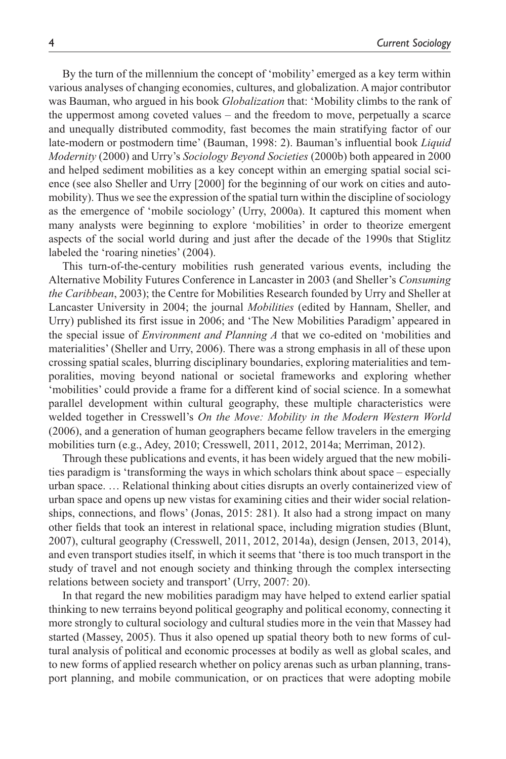By the turn of the millennium the concept of 'mobility' emerged as a key term within various analyses of changing economies, cultures, and globalization. A major contributor was Bauman, who argued in his book *Globalization* that: 'Mobility climbs to the rank of the uppermost among coveted values – and the freedom to move, perpetually a scarce and unequally distributed commodity, fast becomes the main stratifying factor of our late-modern or postmodern time' (Bauman, 1998: 2). Bauman's influential book *Liquid Modernity* (2000) and Urry's *Sociology Beyond Societies* (2000b) both appeared in 2000 and helped sediment mobilities as a key concept within an emerging spatial social science (see also Sheller and Urry [2000] for the beginning of our work on cities and automobility). Thus we see the expression of the spatial turn within the discipline of sociology as the emergence of 'mobile sociology' (Urry, 2000a). It captured this moment when many analysts were beginning to explore 'mobilities' in order to theorize emergent aspects of the social world during and just after the decade of the 1990s that Stiglitz labeled the 'roaring nineties' (2004).

This turn-of-the-century mobilities rush generated various events, including the Alternative Mobility Futures Conference in Lancaster in 2003 (and Sheller's *Consuming the Caribbean*, 2003); the Centre for Mobilities Research founded by Urry and Sheller at Lancaster University in 2004; the journal *Mobilities* (edited by Hannam, Sheller, and Urry) published its first issue in 2006; and 'The New Mobilities Paradigm' appeared in the special issue of *Environment and Planning A* that we co-edited on 'mobilities and materialities' (Sheller and Urry, 2006). There was a strong emphasis in all of these upon crossing spatial scales, blurring disciplinary boundaries, exploring materialities and temporalities, moving beyond national or societal frameworks and exploring whether 'mobilities' could provide a frame for a different kind of social science. In a somewhat parallel development within cultural geography, these multiple characteristics were welded together in Cresswell's *On the Move: Mobility in the Modern Western World* (2006), and a generation of human geographers became fellow travelers in the emerging mobilities turn (e.g., Adey, 2010; Cresswell, 2011, 2012, 2014a; Merriman, 2012).

Through these publications and events, it has been widely argued that the new mobilities paradigm is 'transforming the ways in which scholars think about space – especially urban space. … Relational thinking about cities disrupts an overly containerized view of urban space and opens up new vistas for examining cities and their wider social relationships, connections, and flows' (Jonas, 2015: 281). It also had a strong impact on many other fields that took an interest in relational space, including migration studies (Blunt, 2007), cultural geography (Cresswell, 2011, 2012, 2014a), design (Jensen, 2013, 2014), and even transport studies itself, in which it seems that 'there is too much transport in the study of travel and not enough society and thinking through the complex intersecting relations between society and transport' (Urry, 2007: 20).

In that regard the new mobilities paradigm may have helped to extend earlier spatial thinking to new terrains beyond political geography and political economy, connecting it more strongly to cultural sociology and cultural studies more in the vein that Massey had started (Massey, 2005). Thus it also opened up spatial theory both to new forms of cultural analysis of political and economic processes at bodily as well as global scales, and to new forms of applied research whether on policy arenas such as urban planning, transport planning, and mobile communication, or on practices that were adopting mobile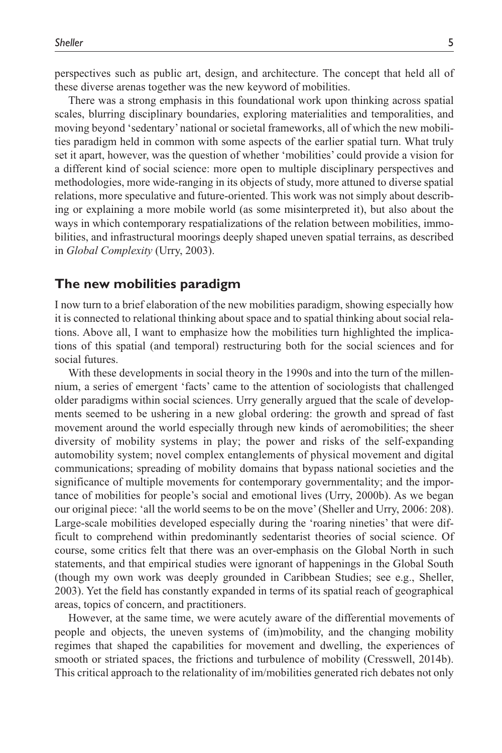perspectives such as public art, design, and architecture. The concept that held all of these diverse arenas together was the new keyword of mobilities.

There was a strong emphasis in this foundational work upon thinking across spatial scales, blurring disciplinary boundaries, exploring materialities and temporalities, and moving beyond 'sedentary' national or societal frameworks, all of which the new mobilities paradigm held in common with some aspects of the earlier spatial turn. What truly set it apart, however, was the question of whether 'mobilities' could provide a vision for a different kind of social science: more open to multiple disciplinary perspectives and methodologies, more wide-ranging in its objects of study, more attuned to diverse spatial relations, more speculative and future-oriented. This work was not simply about describing or explaining a more mobile world (as some misinterpreted it), but also about the ways in which contemporary respatializations of the relation between mobilities, immobilities, and infrastructural moorings deeply shaped uneven spatial terrains, as described in *Global Complexity* (Urry, 2003).

## The new mobilities paradigm

I now turn to a brief elaboration of the new mobilities paradigm, showing especially how it is connected to relational thinking about space and to spatial thinking about social relations. Above all, I want to emphasize how the mobilities turn highlighted the implications of this spatial (and temporal) restructuring both for the social sciences and for social futures.

With these developments in social theory in the 1990s and into the turn of the millennium, a series of emergent 'facts' came to the attention of sociologists that challenged older paradigms within social sciences. Urry generally argued that the scale of developments seemed to be ushering in a new global ordering: the growth and spread of fast movement around the world especially through new kinds of aeromobilities; the sheer diversity of mobility systems in play; the power and risks of the self-expanding automobility system; novel complex entanglements of physical movement and digital communications; spreading of mobility domains that bypass national societies and the significance of multiple movements for contemporary governmentality; and the importance of mobilities for people's social and emotional lives (Urry, 2000b). As we began our original piece: 'all the world seems to be on the move' (Sheller and Urry, 2006: 208). Large-scale mobilities developed especially during the 'roaring nineties' that were difficult to comprehend within predominantly sedentarist theories of social science. Of course, some critics felt that there was an over-emphasis on the Global North in such statements, and that empirical studies were ignorant of happenings in the Global South (though my own work was deeply grounded in Caribbean Studies; see e.g., Sheller, 2003). Yet the field has constantly expanded in terms of its spatial reach of geographical areas, topics of concern, and practitioners.

However, at the same time, we were acutely aware of the differential movements of people and objects, the uneven systems of (im)mobility, and the changing mobility regimes that shaped the capabilities for movement and dwelling, the experiences of smooth or striated spaces, the frictions and turbulence of mobility (Cresswell, 2014b). This critical approach to the relationality of im/mobilities generated rich debates not only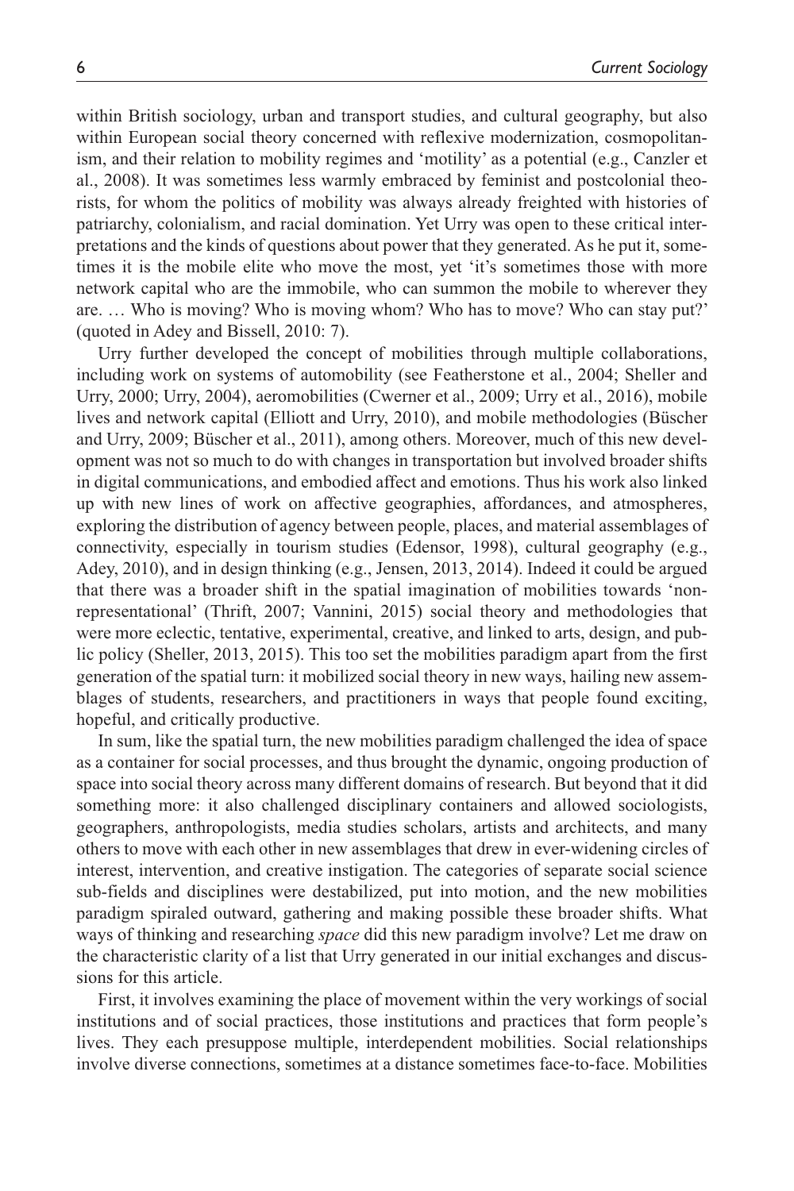within British sociology, urban and transport studies, and cultural geography, but also within European social theory concerned with reflexive modernization, cosmopolitanism, and their relation to mobility regimes and 'motility' as a potential (e.g., Canzler et al., 2008). It was sometimes less warmly embraced by feminist and postcolonial theorists, for whom the politics of mobility was always already freighted with histories of patriarchy, colonialism, and racial domination. Yet Urry was open to these critical interpretations and the kinds of questions about power that they generated. As he put it, sometimes it is the mobile elite who move the most, yet 'it's sometimes those with more network capital who are the immobile, who can summon the mobile to wherever they are. … Who is moving? Who is moving whom? Who has to move? Who can stay put?' (quoted in Adey and Bissell, 2010: 7).

Urry further developed the concept of mobilities through multiple collaborations, including work on systems of automobility (see Featherstone et al., 2004; Sheller and Urry, 2000; Urry, 2004), aeromobilities (Cwerner et al., 2009; Urry et al., 2016), mobile lives and network capital (Elliott and Urry, 2010), and mobile methodologies (Büscher and Urry, 2009; Büscher et al., 2011), among others. Moreover, much of this new development was not so much to do with changes in transportation but involved broader shifts in digital communications, and embodied affect and emotions. Thus his work also linked up with new lines of work on affective geographies, affordances, and atmospheres, exploring the distribution of agency between people, places, and material assemblages of connectivity, especially in tourism studies (Edensor, 1998), cultural geography (e.g., Adey, 2010), and in design thinking (e.g., Jensen, 2013, 2014). Indeed it could be argued that there was a broader shift in the spatial imagination of mobilities towards 'non-representational' (Thrift, 2007; Vannini, 2015) social theory and methodologies that were more eclectic, tentative, experimental, creative, and linked to arts, design, and public policy (Sheller, 2013, 2015). This too set the mobilities paradigm apart from the first generation of the spatial turn: it mobilized social theory in new ways, hailing new assemblages of students, researchers, and practitioners in ways that people found exciting, hopeful, and critically productive.

In sum, like the spatial turn, the new mobilities paradigm challenged the idea of space as a container for social processes, and thus brought the dynamic, ongoing production of space into social theory across many different domains of research. But beyond that it did something more: it also challenged disciplinary containers and allowed sociologists, geographers, anthropologists, media studies scholars, artists and architects, and many others to move with each other in new assemblages that drew in ever-widening circles of interest, intervention, and creative instigation. The categories of separate social science sub-fields and disciplines were destabilized, put into motion, and the new mobilities paradigm spiraled outward, gathering and making possible these broader shifts. What ways of thinking and researching *space* did this new paradigm involve? Let me draw on the characteristic clarity of a list that Urry generated in our initial exchanges and discussions for this article.

First, it involves examining the place of movement within the very workings of social institutions and of social practices, those institutions and practices that form people's lives. They each presuppose multiple, interdependent mobilities. Social relationships involve diverse connections, sometimes at a distance sometimes face-to-face. Mobilities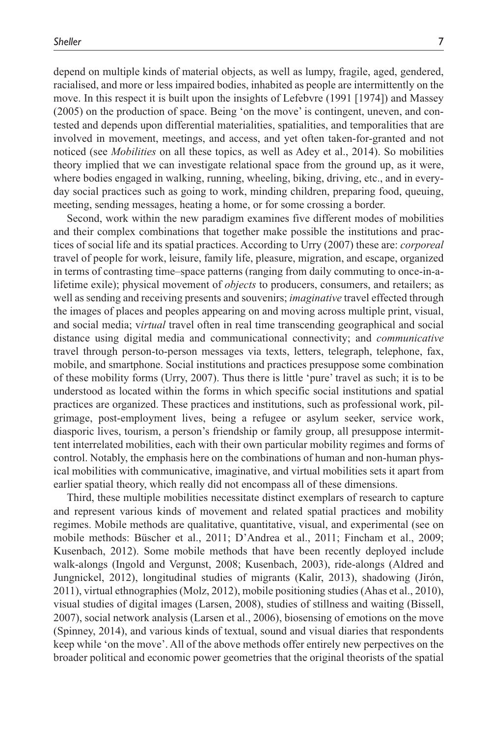depend on multiple kinds of material objects, as well as lumpy, fragile, aged, gendered, racialised, and more or less impaired bodies, inhabited as people are intermittently on the move. In this respect it is built upon the insights of Lefebvre (1991 [1974]) and Massey (2005) on the production of space. Being 'on the move' is contingent, uneven, and contested and depends upon differential materialities, spatialities, and temporalities that are involved in movement, meetings, and access, and yet often taken-for-granted and not noticed (see *Mobilities* on all these topics, as well as Adey et al., 2014). So mobilities theory implied that we can investigate relational space from the ground up, as it were, where bodies engaged in walking, running, wheeling, biking, driving, etc., and in everyday social practices such as going to work, minding children, preparing food, queuing, meeting, sending messages, heating a home, or for some crossing a border.

Second, work within the new paradigm examines five different modes of mobilities and their complex combinations that together make possible the institutions and practices of social life and its spatial practices. According to Urry (2007) these are: *corporeal* travel of people for work, leisure, family life, pleasure, migration, and escape, organized in terms of contrasting time–space patterns (ranging from daily commuting to once-in-a-lifetime exile); physical movement of *objects* to producers, consumers, and retailers; as well as sending and receiving presents and souvenirs; *imaginative* travel effected through the images of places and peoples appearing on and moving across multiple print, visual, and social media; v*irtual* travel often in real time transcending geographical and social distance using digital media and communicational connectivity; and *communicative* travel through person-to-person messages via texts, letters, telegraph, telephone, fax, mobile, and smartphone. Social institutions and practices presuppose some combination of these mobility forms (Urry, 2007). Thus there is little 'pure' travel as such; it is to be understood as located within the forms in which specific social institutions and spatial practices are organized. These practices and institutions, such as professional work, pilgrimage, post-employment lives, being a refugee or asylum seeker, service work, diasporic lives, tourism, a person's friendship or family group, all presuppose intermittent interrelated mobilities, each with their own particular mobility regimes and forms of control. Notably, the emphasis here on the combinations of human and non-human physical mobilities with communicative, imaginative, and virtual mobilities sets it apart from earlier spatial theory, which really did not encompass all of these dimensions.

Third, these multiple mobilities necessitate distinct exemplars of research to capture and represent various kinds of movement and related spatial practices and mobility regimes. Mobile methods are qualitative, quantitative, visual, and experimental (see on mobile methods: Büscher et al., 2011; D'Andrea et al., 2011; Fincham et al., 2009; Kusenbach, 2012). Some mobile methods that have been recently deployed include walk-alongs (Ingold and Vergunst, 2008; Kusenbach, 2003), ride-alongs (Aldred and Jungnickel, 2012), longitudinal studies of migrants (Kalir, 2013), shadowing (Jirón, 2011), virtual ethnographies (Molz, 2012), mobile positioning studies (Ahas et al., 2010), visual studies of digital images (Larsen, 2008), studies of stillness and waiting (Bissell, 2007), social network analysis (Larsen et al., 2006), biosensing of emotions on the move (Spinney, 2014), and various kinds of textual, sound and visual diaries that respondents keep while 'on the move'. All of the above methods offer entirely new perpectives on the broader political and economic power geometries that the original theorists of the spatial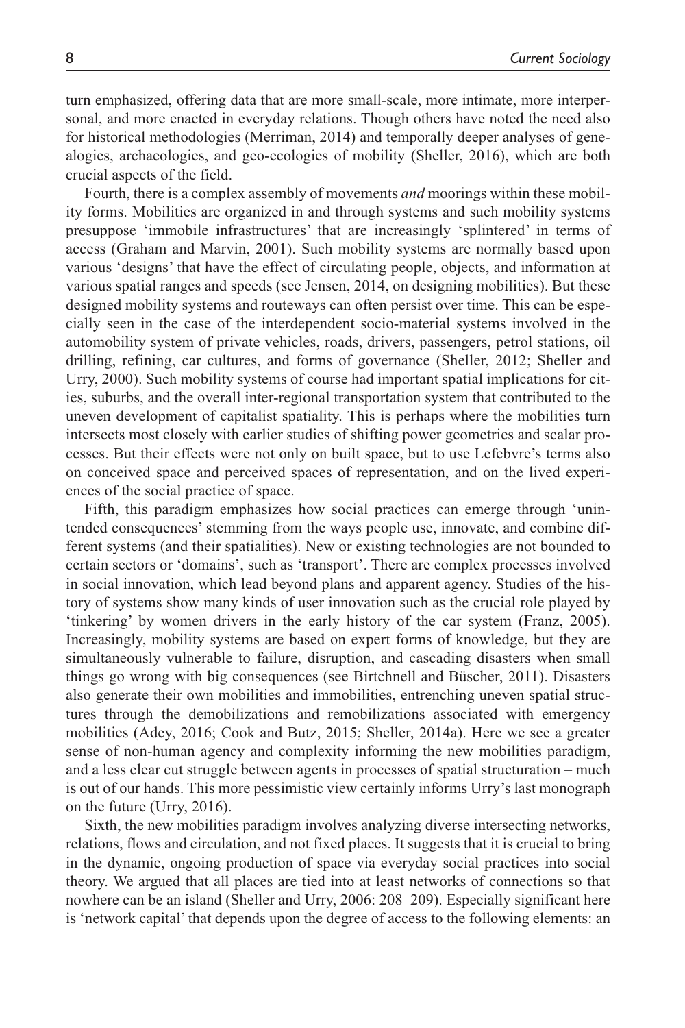turn emphasized, offering data that are more small-scale, more intimate, more interpersonal, and more enacted in everyday relations. Though others have noted the need also for historical methodologies (Merriman, 2014) and temporally deeper analyses of genealogies, archaeologies, and geo-ecologies of mobility (Sheller, 2016), which are both crucial aspects of the field.

Fourth, there is a complex assembly of movements *and* moorings within these mobility forms. Mobilities are organized in and through systems and such mobility systems presuppose 'immobile infrastructures' that are increasingly 'splintered' in terms of access (Graham and Marvin, 2001). Such mobility systems are normally based upon various 'designs' that have the effect of circulating people, objects, and information at various spatial ranges and speeds (see Jensen, 2014, on designing mobilities). But these designed mobility systems and routeways can often persist over time. This can be especially seen in the case of the interdependent socio-material systems involved in the automobility system of private vehicles, roads, drivers, passengers, petrol stations, oil drilling, refining, car cultures, and forms of governance (Sheller, 2012; Sheller and Urry, 2000). Such mobility systems of course had important spatial implications for cities, suburbs, and the overall inter-regional transportation system that contributed to the uneven development of capitalist spatiality. This is perhaps where the mobilities turn intersects most closely with earlier studies of shifting power geometries and scalar processes. But their effects were not only on built space, but to use Lefebvre's terms also on conceived space and perceived spaces of representation, and on the lived experiences of the social practice of space.

Fifth, this paradigm emphasizes how social practices can emerge through 'unintended consequences' stemming from the ways people use, innovate, and combine different systems (and their spatialities). New or existing technologies are not bounded to certain sectors or 'domains', such as 'transport'. There are complex processes involved in social innovation, which lead beyond plans and apparent agency. Studies of the history of systems show many kinds of user innovation such as the crucial role played by 'tinkering' by women drivers in the early history of the car system (Franz, 2005). Increasingly, mobility systems are based on expert forms of knowledge, but they are simultaneously vulnerable to failure, disruption, and cascading disasters when small things go wrong with big consequences (see Birtchnell and Büscher, 2011). Disasters also generate their own mobilities and immobilities, entrenching uneven spatial structures through the demobilizations and remobilizations associated with emergency mobilities (Adey, 2016; Cook and Butz, 2015; Sheller, 2014a). Here we see a greater sense of non-human agency and complexity informing the new mobilities paradigm, and a less clear cut struggle between agents in processes of spatial structuration – much is out of our hands. This more pessimistic view certainly informs Urry's last monograph on the future (Urry, 2016).

Sixth, the new mobilities paradigm involves analyzing diverse intersecting networks, relations, flows and circulation, and not fixed places. It suggests that it is crucial to bring in the dynamic, ongoing production of space via everyday social practices into social theory. We argued that all places are tied into at least networks of connections so that nowhere can be an island (Sheller and Urry, 2006: 208–209). Especially significant here is 'network capital' that depends upon the degree of access to the following elements: an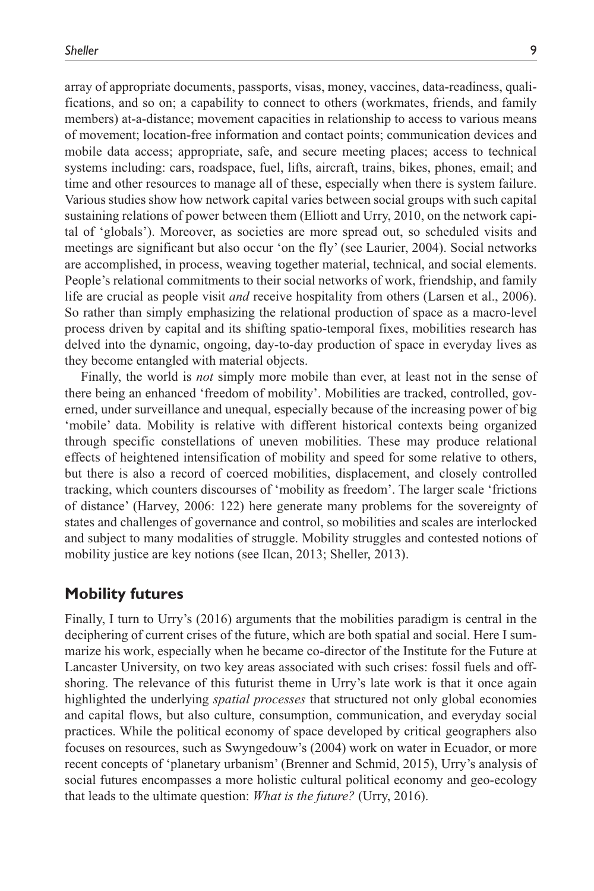array of appropriate documents, passports, visas, money, vaccines, data-readiness, qualifications, and so on; a capability to connect to others (workmates, friends, and family members) at-a-distance; movement capacities in relationship to access to various means of movement; location-free information and contact points; communication devices and mobile data access; appropriate, safe, and secure meeting places; access to technical systems including: cars, roadspace, fuel, lifts, aircraft, trains, bikes, phones, email; and time and other resources to manage all of these, especially when there is system failure. Various studies show how network capital varies between social groups with such capital sustaining relations of power between them (Elliott and Urry, 2010, on the network capital of 'globals'). Moreover, as societies are more spread out, so scheduled visits and meetings are significant but also occur 'on the fly' (see Laurier, 2004). Social networks are accomplished, in process, weaving together material, technical, and social elements. People's relational commitments to their social networks of work, friendship, and family life are crucial as people visit *and* receive hospitality from others (Larsen et al., 2006). So rather than simply emphasizing the relational production of space as a macro-level process driven by capital and its shifting spatio-temporal fixes, mobilities research has delved into the dynamic, ongoing, day-to-day production of space in everyday lives as they become entangled with material objects.

Finally, the world is *not* simply more mobile than ever, at least not in the sense of there being an enhanced 'freedom of mobility'. Mobilities are tracked, controlled, governed, under surveillance and unequal, especially because of the increasing power of big 'mobile' data. Mobility is relative with different historical contexts being organized through specific constellations of uneven mobilities. These may produce relational effects of heightened intensification of mobility and speed for some relative to others, but there is also a record of coerced mobilities, displacement, and closely controlled tracking, which counters discourses of 'mobility as freedom'. The larger scale 'frictions of distance' (Harvey, 2006: 122) here generate many problems for the sovereignty of states and challenges of governance and control, so mobilities and scales are interlocked and subject to many modalities of struggle. Mobility struggles and contested notions of mobility justice are key notions (see Ilcan, 2013; Sheller, 2013).

## Mobility futures

Finally, I turn to Urry's (2016) arguments that the mobilities paradigm is central in the deciphering of current crises of the future, which are both spatial and social. Here I summarize his work, especially when he became co-director of the Institute for the Future at Lancaster University, on two key areas associated with such crises: fossil fuels and offshoring. The relevance of this futurist theme in Urry's late work is that it once again highlighted the underlying *spatial processes* that structured not only global economies and capital flows, but also culture, consumption, communication, and everyday social practices. While the political economy of space developed by critical geographers also focuses on resources, such as Swyngedouw's (2004) work on water in Ecuador, or more recent concepts of 'planetary urbanism' (Brenner and Schmid, 2015), Urry's analysis of social futures encompasses a more holistic cultural political economy and geo-ecology that leads to the ultimate question: *What is the future?* (Urry, 2016).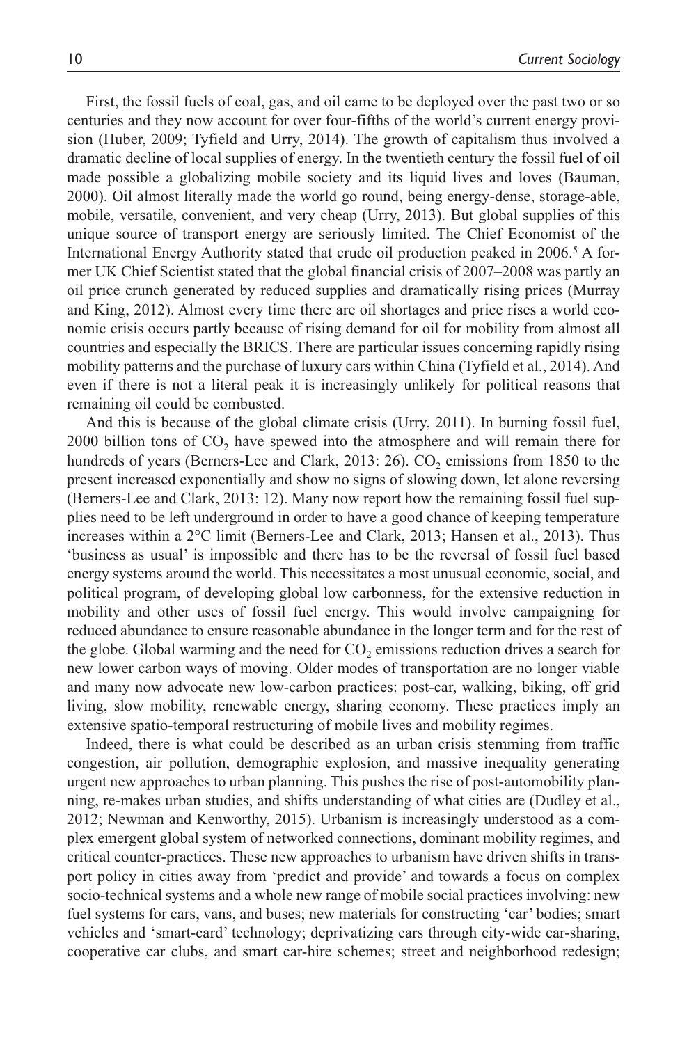First, the fossil fuels of coal, gas, and oil came to be deployed over the past two or so centuries and they now account for over four-fifths of the world's current energy provision (Huber, 2009; Tyfield and Urry, 2014). The growth of capitalism thus involved a dramatic decline of local supplies of energy. In the twentieth century the fossil fuel of oil made possible a globalizing mobile society and its liquid lives and loves (Bauman, 2000). Oil almost literally made the world go round, being energy-dense, storage-able, mobile, versatile, convenient, and very cheap (Urry, 2013). But global supplies of this unique source of transport energy are seriously limited. The Chief Economist of the International Energy Authority stated that crude oil production peaked in 2006.[5] A former UK Chief Scientist stated that the global financial crisis of 2007–2008 was partly an oil price crunch generated by reduced supplies and dramatically rising prices (Murray and King, 2012). Almost every time there are oil shortages and price rises a world economic crisis occurs partly because of rising demand for oil for mobility from almost all countries and especially the BRICS. There are particular issues concerning rapidly rising mobility patterns and the purchase of luxury cars within China (Tyfield et al., 2014). And even if there is not a literal peak it is increasingly unlikely for political reasons that remaining oil could be combusted.

And this is because of the global climate crisis (Urry, 2011). In burning fossil fuel, 2000 billion tons of $CO_2$ have spewed into the atmosphere and will remain there for hundreds of years (Berners-Lee and Clark, 2013: 26). $CO_2$ emissions from 1850 to the present increased exponentially and show no signs of slowing down, let alone reversing (Berners-Lee and Clark, 2013: 12). Many now report how the remaining fossil fuel supplies need to be left underground in order to have a good chance of keeping temperature increases within a 2°C limit (Berners-Lee and Clark, 2013; Hansen et al., 2013). Thus 'business as usual' is impossible and there has to be the reversal of fossil fuel based energy systems around the world. This necessitates a most unusual economic, social, and political program, of developing global low carbonness, for the extensive reduction in mobility and other uses of fossil fuel energy. This would involve campaigning for reduced abundance to ensure reasonable abundance in the longer term and for the rest of the globe. Global warming and the need for $CO_2$ emissions reduction drives a search for new lower carbon ways of moving. Older modes of transportation are no longer viable and many now advocate new low-carbon practices: post-car, walking, biking, off grid living, slow mobility, renewable energy, sharing economy. These practices imply an extensive spatio-temporal restructuring of mobile lives and mobility regimes.

Indeed, there is what could be described as an urban crisis stemming from traffic congestion, air pollution, demographic explosion, and massive inequality generating urgent new approaches to urban planning. This pushes the rise of post-automobility planning, re-makes urban studies, and shifts understanding of what cities are (Dudley et al., 2012; Newman and Kenworthy, 2015). Urbanism is increasingly understood as a complex emergent global system of networked connections, dominant mobility regimes, and critical counter-practices. These new approaches to urbanism have driven shifts in transport policy in cities away from 'predict and provide' and towards a focus on complex socio-technical systems and a whole new range of mobile social practices involving: new fuel systems for cars, vans, and buses; new materials for constructing 'car' bodies; smart vehicles and 'smart-card' technology; deprivatizing cars through city-wide car-sharing, cooperative car clubs, and smart car-hire schemes; street and neighborhood redesign;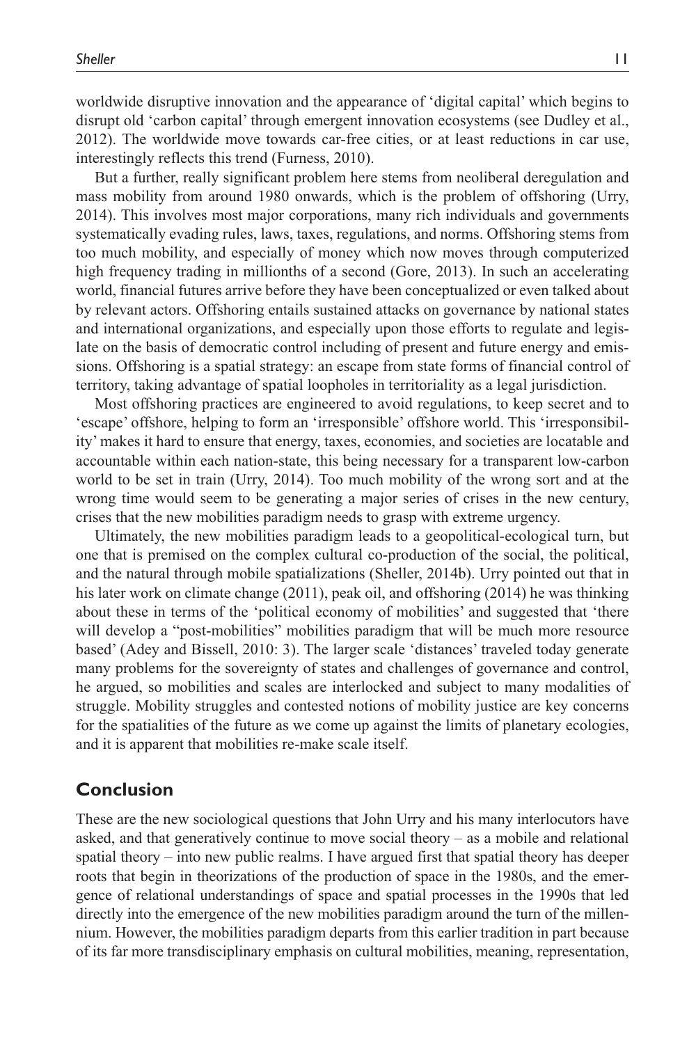worldwide disruptive innovation and the appearance of 'digital capital' which begins to disrupt old 'carbon capital' through emergent innovation ecosystems (see Dudley et al., 2012). The worldwide move towards car-free cities, or at least reductions in car use, interestingly reflects this trend (Furness, 2010).

But a further, really significant problem here stems from neoliberal deregulation and mass mobility from around 1980 onwards, which is the problem of offshoring (Urry, 2014). This involves most major corporations, many rich individuals and governments systematically evading rules, laws, taxes, regulations, and norms. Offshoring stems from too much mobility, and especially of money which now moves through computerized high frequency trading in millionths of a second (Gore, 2013). In such an accelerating world, financial futures arrive before they have been conceptualized or even talked about by relevant actors. Offshoring entails sustained attacks on governance by national states and international organizations, and especially upon those efforts to regulate and legislate on the basis of democratic control including of present and future energy and emissions. Offshoring is a spatial strategy: an escape from state forms of financial control of territory, taking advantage of spatial loopholes in territoriality as a legal jurisdiction.

Most offshoring practices are engineered to avoid regulations, to keep secret and to 'escape' offshore, helping to form an 'irresponsible' offshore world. This 'irresponsibility' makes it hard to ensure that energy, taxes, economies, and societies are locatable and accountable within each nation-state, this being necessary for a transparent low-carbon world to be set in train (Urry, 2014). Too much mobility of the wrong sort and at the wrong time would seem to be generating a major series of crises in the new century, crises that the new mobilities paradigm needs to grasp with extreme urgency.

Ultimately, the new mobilities paradigm leads to a geopolitical-ecological turn, but one that is premised on the complex cultural co-production of the social, the political, and the natural through mobile spatializations (Sheller, 2014b). Urry pointed out that in his later work on climate change (2011), peak oil, and offshoring (2014) he was thinking about these in terms of the 'political economy of mobilities' and suggested that 'there will develop a "post-mobilities" mobilities paradigm that will be much more resource based' (Adey and Bissell, 2010: 3). The larger scale 'distances' traveled today generate many problems for the sovereignty of states and challenges of governance and control, he argued, so mobilities and scales are interlocked and subject to many modalities of struggle. Mobility struggles and contested notions of mobility justice are key concerns for the spatialities of the future as we come up against the limits of planetary ecologies, and it is apparent that mobilities re-make scale itself.

## Conclusion

These are the new sociological questions that John Urry and his many interlocutors have asked, and that generatively continue to move social theory – as a mobile and relational spatial theory – into new public realms. I have argued first that spatial theory has deeper roots that begin in theorizations of the production of space in the 1980s, and the emergence of relational understandings of space and spatial processes in the 1990s that led directly into the emergence of the new mobilities paradigm around the turn of the millennium. However, the mobilities paradigm departs from this earlier tradition in part because of its far more transdisciplinary emphasis on cultural mobilities, meaning, representation,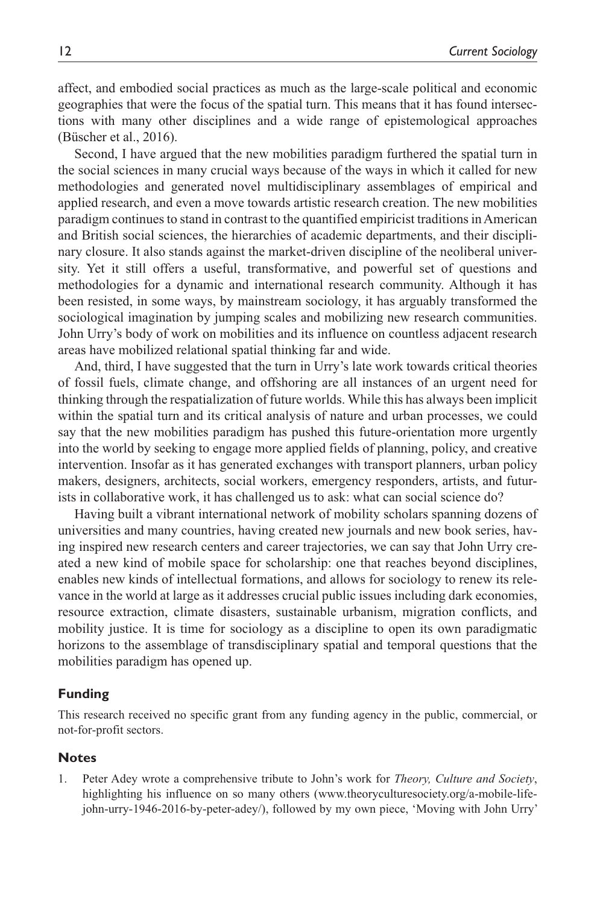affect, and embodied social practices as much as the large-scale political and economic geographies that were the focus of the spatial turn. This means that it has found intersections with many other disciplines and a wide range of epistemological approaches (Büscher et al., 2016).

Second, I have argued that the new mobilities paradigm furthered the spatial turn in the social sciences in many crucial ways because of the ways in which it called for new methodologies and generated novel multidisciplinary assemblages of empirical and applied research, and even a move towards artistic research creation. The new mobilities paradigm continues to stand in contrast to the quantified empiricist traditions in American and British social sciences, the hierarchies of academic departments, and their disciplinary closure. It also stands against the market-driven discipline of the neoliberal university. Yet it still offers a useful, transformative, and powerful set of questions and methodologies for a dynamic and international research community. Although it has been resisted, in some ways, by mainstream sociology, it has arguably transformed the sociological imagination by jumping scales and mobilizing new research communities. John Urry's body of work on mobilities and its influence on countless adjacent research areas have mobilized relational spatial thinking far and wide.

And, third, I have suggested that the turn in Urry's late work towards critical theories of fossil fuels, climate change, and offshoring are all instances of an urgent need for thinking through the respatialization of future worlds. While this has always been implicit within the spatial turn and its critical analysis of nature and urban processes, we could say that the new mobilities paradigm has pushed this future-orientation more urgently into the world by seeking to engage more applied fields of planning, policy, and creative intervention. Insofar as it has generated exchanges with transport planners, urban policy makers, designers, architects, social workers, emergency responders, artists, and futurists in collaborative work, it has challenged us to ask: what can social science do?

Having built a vibrant international network of mobility scholars spanning dozens of universities and many countries, having created new journals and new book series, having inspired new research centers and career trajectories, we can say that John Urry created a new kind of mobile space for scholarship: one that reaches beyond disciplines, enables new kinds of intellectual formations, and allows for sociology to renew its relevance in the world at large as it addresses crucial public issues including dark economies, resource extraction, climate disasters, sustainable urbanism, migration conflicts, and mobility justice. It is time for sociology as a discipline to open its own paradigmatic horizons to the assemblage of transdisciplinary spatial and temporal questions that the mobilities paradigm has opened up.

## Funding

This research received no specific grant from any funding agency in the public, commercial, or not-for-profit sectors.

## Notes

1. Peter Adey wrote a comprehensive tribute to John's work for *Theory, Culture and Society*, highlighting his influence on so many others (www.theoryculturesociety.org/a-mobile-life-john-urry-1946-2016-by-peter-adey/), followed by my own piece, 'Moving with John Urry'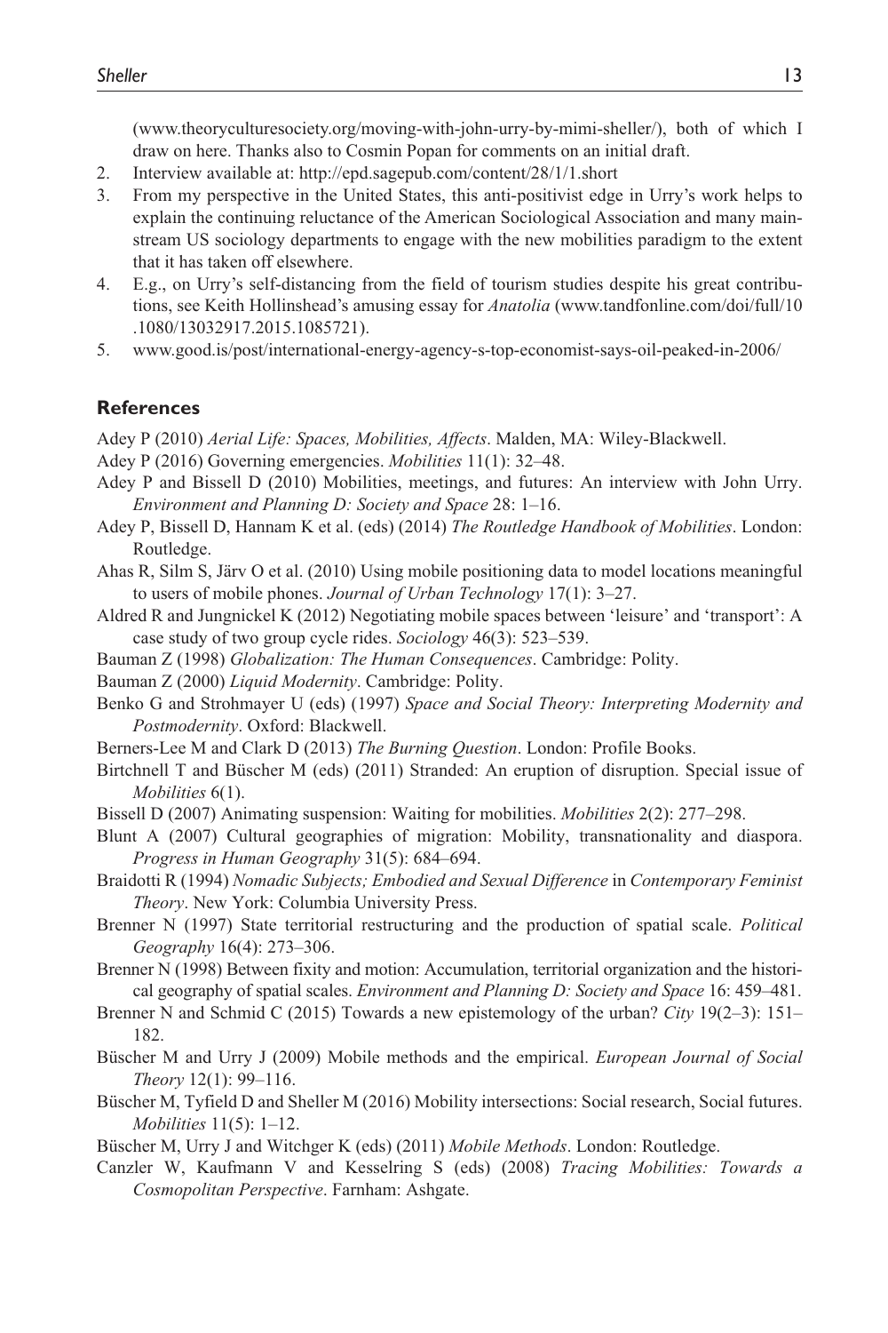(www.theoryculturesociety.org/moving-with-john-urry-by-mimi-sheller/), both of which I draw on here. Thanks also to Cosmin Popan for comments on an initial draft.

2. Interview available at: http://epd.sagepub.com/content/28/1/1.short
3. From my perspective in the United States, this anti-positivist edge in Urry's work helps to explain the continuing reluctance of the American Sociological Association and many mainstream US sociology departments to engage with the new mobilities paradigm to the extent that it has taken off elsewhere.
4. E.g., on Urry's self-distancing from the field of tourism studies despite his great contributions, see Keith Hollinshead's amusing essay for *Anatolia* (www.tandfonline.com/doi/full/10.1080/13032917.2015.1085721).
5. www.good.is/post/international-energy-agency-s-top-economist-says-oil-peaked-in-2006/

## References

Adey P (2010) *Aerial Life: Spaces, Mobilities, Affects*. Malden, MA: Wiley-Blackwell.

Adey P (2016) Governing emergencies. *Mobilities* 11(1): 32–48.

Adey P and Bissell D (2010) Mobilities, meetings, and futures: An interview with John Urry. *Environment and Planning D: Society and Space* 28: 1–16.

Adey P, Bissell D, Hannam K et al. (eds) (2014) *The Routledge Handbook of Mobilities*. London: Routledge.

Ahas R, Silm S, Järv O et al. (2010) Using mobile positioning data to model locations meaningful to users of mobile phones. *Journal of Urban Technology* 17(1): 3–27.

Aldred R and Jungnickel K (2012) Negotiating mobile spaces between 'leisure' and 'transport': A case study of two group cycle rides. *Sociology* 46(3): 523–539.

Bauman Z (1998) *Globalization: The Human Consequences*. Cambridge: Polity.

Bauman Z (2000) *Liquid Modernity*. Cambridge: Polity.

Benko G and Strohmayer U (eds) (1997) *Space and Social Theory: Interpreting Modernity and Postmodernity*. Oxford: Blackwell.

Berners-Lee M and Clark D (2013) *The Burning Question*. London: Profile Books.

Birtchnell T and Büscher M (eds) (2011) Stranded: An eruption of disruption. Special issue of *Mobilities* 6(1).

Bissell D (2007) Animating suspension: Waiting for mobilities. *Mobilities* 2(2): 277–298.

Blunt A (2007) Cultural geographies of migration: Mobility, transnationality and diaspora. *Progress in Human Geography* 31(5): 684–694.

Braidotti R (1994) *Nomadic Subjects; Embodied and Sexual Difference* in *Contemporary Feminist Theory*. New York: Columbia University Press.

Brenner N (1997) State territorial restructuring and the production of spatial scale. *Political Geography* 16(4): 273–306.

Brenner N (1998) Between fixity and motion: Accumulation, territorial organization and the historical geography of spatial scales. *Environment and Planning D: Society and Space* 16: 459–481.

Brenner N and Schmid C (2015) Towards a new epistemology of the urban? *City* 19(2–3): 151–182.

Büscher M and Urry J (2009) Mobile methods and the empirical. *European Journal of Social Theory* 12(1): 99–116.

Büscher M, Tyfield D and Sheller M (2016) Mobility intersections: Social research, Social futures. *Mobilities* 11(5): 1–12.

Büscher M, Urry J and Witchger K (eds) (2011) *Mobile Methods*. London: Routledge.

Canzler W, Kaufmann V and Kesselring S (eds) (2008) *Tracing Mobilities: Towards a Cosmopolitan Perspective*. Farnham: Ashgate.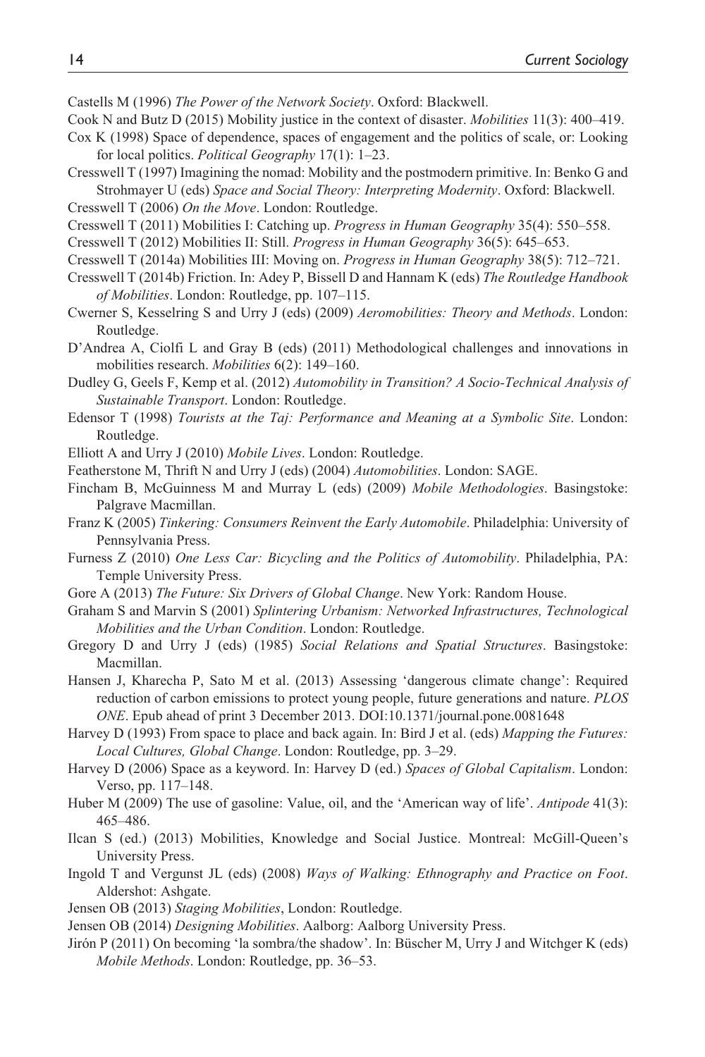Castells M (1996) *The Power of the Network Society*. Oxford: Blackwell.

Cook N and Butz D (2015) Mobility justice in the context of disaster. *Mobilities* 11(3): 400–419.

Cox K (1998) Space of dependence, spaces of engagement and the politics of scale, or: Looking for local politics. *Political Geography* 17(1): 1–23.

Cresswell T (1997) Imagining the nomad: Mobility and the postmodern primitive. In: Benko G and Strohmayer U (eds) *Space and Social Theory: Interpreting Modernity*. Oxford: Blackwell.

Cresswell T (2006) *On the Move*. London: Routledge.

Cresswell T (2011) Mobilities I: Catching up. *Progress in Human Geography* 35(4): 550–558.

Cresswell T (2012) Mobilities II: Still. *Progress in Human Geography* 36(5): 645–653.

Cresswell T (2014a) Mobilities III: Moving on. *Progress in Human Geography* 38(5): 712–721.

Cresswell T (2014b) Friction. In: Adey P, Bissell D and Hannam K (eds) *The Routledge Handbook of Mobilities*. London: Routledge, pp. 107–115.

Cwerner S, Kesselring S and Urry J (eds) (2009) *Aeromobilities: Theory and Methods*. London: Routledge.

D'Andrea A, Ciolfi L and Gray B (eds) (2011) Methodological challenges and innovations in mobilities research. *Mobilities* 6(2): 149–160.

Dudley G, Geels F, Kemp et al. (2012) *Automobility in Transition? A Socio-Technical Analysis of Sustainable Transport*. London: Routledge.

Edensor T (1998) *Tourists at the Taj: Performance and Meaning at a Symbolic Site*. London: Routledge.

Elliott A and Urry J (2010) *Mobile Lives*. London: Routledge.

Featherstone M, Thrift N and Urry J (eds) (2004) *Automobilities*. London: SAGE.

Fincham B, McGuinness M and Murray L (eds) (2009) *Mobile Methodologies*. Basingstoke: Palgrave Macmillan.

Franz K (2005) *Tinkering: Consumers Reinvent the Early Automobile*. Philadelphia: University of Pennsylvania Press.

Furness Z (2010) *One Less Car: Bicycling and the Politics of Automobility*. Philadelphia, PA: Temple University Press.

Gore A (2013) *The Future: Six Drivers of Global Change*. New York: Random House.

Graham S and Marvin S (2001) *Splintering Urbanism: Networked Infrastructures, Technological Mobilities and the Urban Condition*. London: Routledge.

Gregory D and Urry J (eds) (1985) *Social Relations and Spatial Structures*. Basingstoke: Macmillan.

Hansen J, Kharecha P, Sato M et al. (2013) Assessing 'dangerous climate change': Required reduction of carbon emissions to protect young people, future generations and nature. *PLOS ONE*. Epub ahead of print 3 December 2013. DOI:10.1371/journal.pone.0081648

Harvey D (1993) From space to place and back again. In: Bird J et al. (eds) *Mapping the Futures: Local Cultures, Global Change*. London: Routledge, pp. 3–29.

Harvey D (2006) Space as a keyword. In: Harvey D (ed.) *Spaces of Global Capitalism*. London: Verso, pp. 117–148.

Huber M (2009) The use of gasoline: Value, oil, and the 'American way of life'. *Antipode* 41(3): 465–486.

Ilcan S (ed.) (2013) Mobilities, Knowledge and Social Justice. Montreal: McGill-Queen's University Press.

Ingold T and Vergunst JL (eds) (2008) *Ways of Walking: Ethnography and Practice on Foot*. Aldershot: Ashgate.

Jensen OB (2013) *Staging Mobilities*, London: Routledge.

Jensen OB (2014) *Designing Mobilities*. Aalborg: Aalborg University Press.

Jirón P (2011) On becoming 'la sombra/the shadow'. In: Büscher M, Urry J and Witchger K (eds) *Mobile Methods*. London: Routledge, pp. 36–53.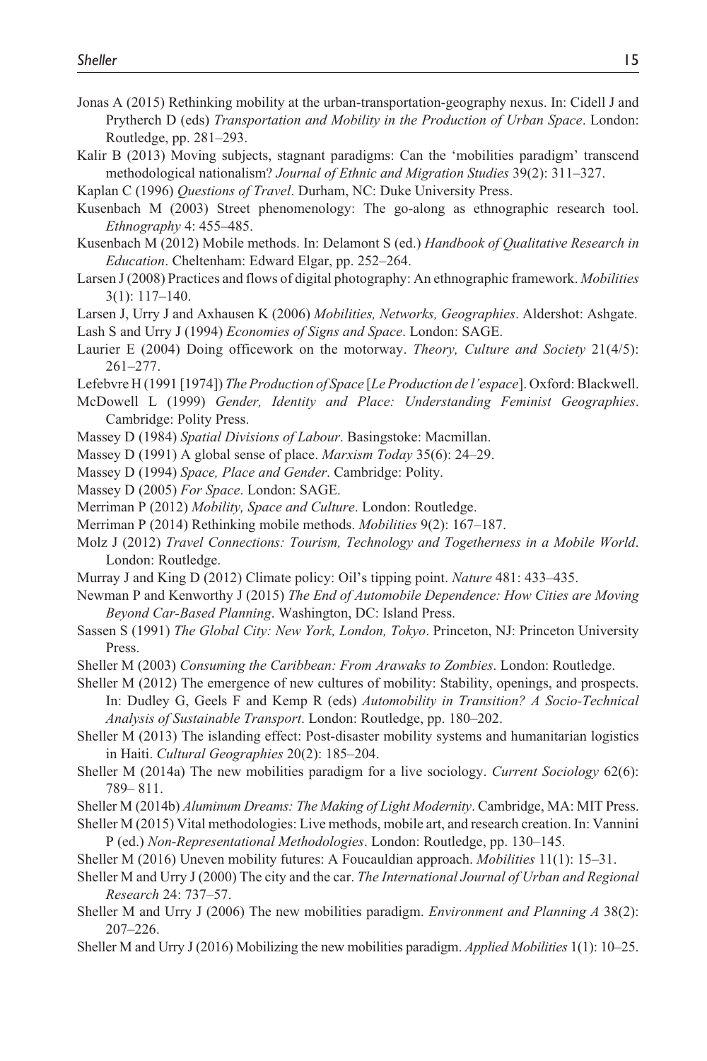Jonas A (2015) Rethinking mobility at the urban-transportation-geography nexus. In: Cidell J and Prytherch D (eds) *Transportation and Mobility in the Production of Urban Space*. London: Routledge, pp. 281–293.

Kalir B (2013) Moving subjects, stagnant paradigms: Can the 'mobilities paradigm' transcend methodological nationalism? *Journal of Ethnic and Migration Studies* 39(2): 311–327.

Kaplan C (1996) *Questions of Travel*. Durham, NC: Duke University Press.

Kusenbach M (2003) Street phenomenology: The go-along as ethnographic research tool. *Ethnography* 4: 455–485.

Kusenbach M (2012) Mobile methods. In: Delamont S (ed.) *Handbook of Qualitative Research in Education*. Cheltenham: Edward Elgar, pp. 252–264.

Larsen J (2008) Practices and flows of digital photography: An ethnographic framework. *Mobilities* 3(1): 117–140.

Larsen J, Urry J and Axhausen K (2006) *Mobilities, Networks, Geographies*. Aldershot: Ashgate.

Lash S and Urry J (1994) *Economies of Signs and Space*. London: SAGE.

Laurier E (2004) Doing officework on the motorway. *Theory, Culture and Society* 21(4/5): 261–277.

Lefebvre H (1991 [1974]) *The Production of Space* [*Le Production de l'espace*]. Oxford: Blackwell.

McDowell L (1999) *Gender, Identity and Place: Understanding Feminist Geographies*. Cambridge: Polity Press.

Massey D (1984) *Spatial Divisions of Labour*. Basingstoke: Macmillan.

Massey D (1991) A global sense of place. *Marxism Today* 35(6): 24–29.

Massey D (1994) *Space, Place and Gender*. Cambridge: Polity.

Massey D (2005) *For Space*. London: SAGE.

Merriman P (2012) *Mobility, Space and Culture*. London: Routledge.

Merriman P (2014) Rethinking mobile methods. *Mobilities* 9(2): 167–187.

Molz J (2012) *Travel Connections: Tourism, Technology and Togetherness in a Mobile World*. London: Routledge.

Murray J and King D (2012) Climate policy: Oil's tipping point. *Nature* 481: 433–435.

Newman P and Kenworthy J (2015) *The End of Automobile Dependence: How Cities are Moving Beyond Car-Based Planning*. Washington, DC: Island Press.

Sassen S (1991) *The Global City: New York, London, Tokyo*. Princeton, NJ: Princeton University Press.

Sheller M (2003) *Consuming the Caribbean: From Arawaks to Zombies*. London: Routledge.

Sheller M (2012) The emergence of new cultures of mobility: Stability, openings, and prospects. In: Dudley G, Geels F and Kemp R (eds) *Automobility in Transition? A Socio-Technical Analysis of Sustainable Transport*. London: Routledge, pp. 180–202.

Sheller M (2013) The islanding effect: Post-disaster mobility systems and humanitarian logistics in Haiti. *Cultural Geographies* 20(2): 185–204.

Sheller M (2014a) The new mobilities paradigm for a live sociology. *Current Sociology* 62(6): 789– 811.

Sheller M (2014b) *Aluminum Dreams: The Making of Light Modernity*. Cambridge, MA: MIT Press.

Sheller M (2015) Vital methodologies: Live methods, mobile art, and research creation. In: Vannini P (ed.) *Non-Representational Methodologies*. London: Routledge, pp. 130–145.

Sheller M (2016) Uneven mobility futures: A Foucauldian approach. *Mobilities* 11(1): 15–31.

Sheller M and Urry J (2000) The city and the car. *The International Journal of Urban and Regional Research* 24: 737–57.

Sheller M and Urry J (2006) The new mobilities paradigm. *Environment and Planning A* 38(2): 207–226.

Sheller M and Urry J (2016) Mobilizing the new mobilities paradigm. *Applied Mobilities* 1(1): 10–25.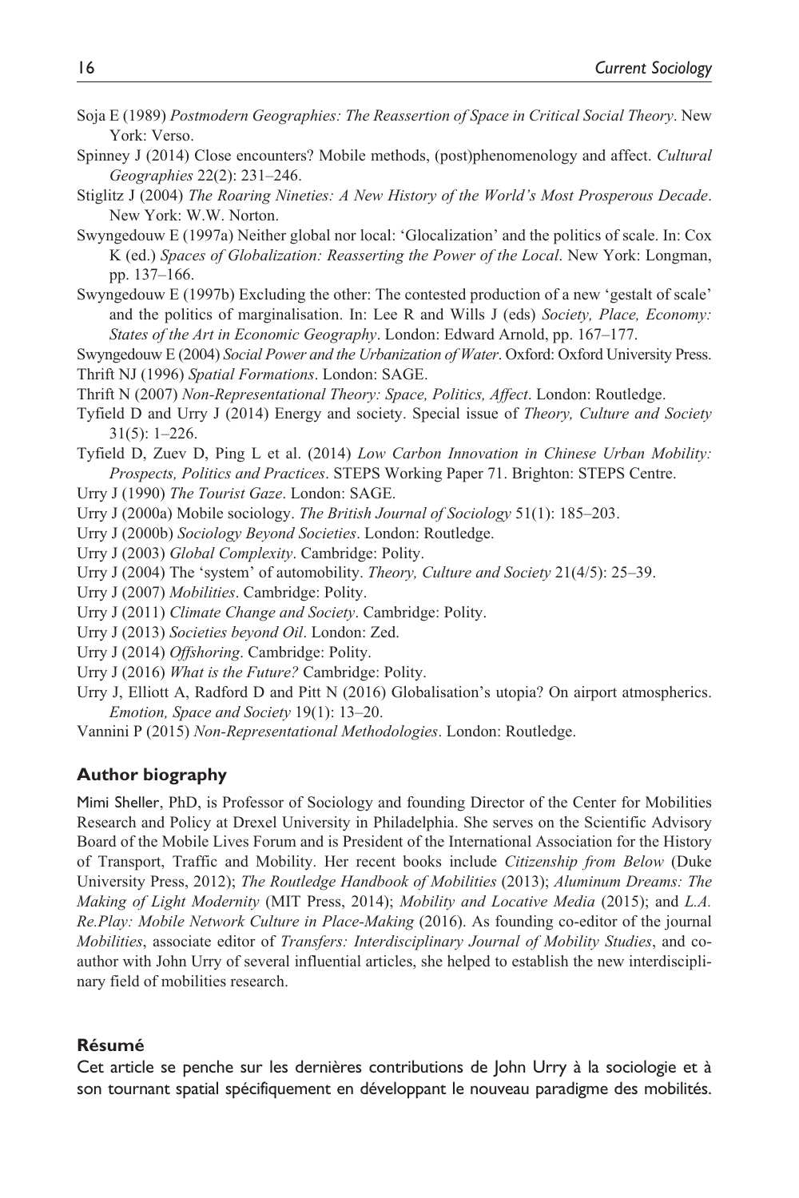Soja E (1989) *Postmodern Geographies: The Reassertion of Space in Critical Social Theory*. New York: Verso.

Spinney J (2014) Close encounters? Mobile methods, (post)phenomenology and affect. *Cultural Geographies* 22(2): 231–246.

Stiglitz J (2004) *The Roaring Nineties: A New History of the World's Most Prosperous Decade*. New York: W.W. Norton.

Swyngedouw E (1997a) Neither global nor local: 'Glocalization' and the politics of scale. In: Cox K (ed.) *Spaces of Globalization: Reasserting the Power of the Local*. New York: Longman, pp. 137–166.

Swyngedouw E (1997b) Excluding the other: The contested production of a new 'gestalt of scale' and the politics of marginalisation. In: Lee R and Wills J (eds) *Society, Place, Economy: States of the Art in Economic Geography*. London: Edward Arnold, pp. 167–177.

Swyngedouw E (2004) *Social Power and the Urbanization of Water*. Oxford: Oxford University Press.

Thrift NJ (1996) *Spatial Formations*. London: SAGE.

Thrift N (2007) *Non-Representational Theory: Space, Politics, Affect*. London: Routledge.

Tyfield D and Urry J (2014) Energy and society. Special issue of *Theory, Culture and Society* 31(5): 1–226.

Tyfield D, Zuev D, Ping L et al. (2014) *Low Carbon Innovation in Chinese Urban Mobility: Prospects, Politics and Practices*. STEPS Working Paper 71. Brighton: STEPS Centre.

Urry J (1990) *The Tourist Gaze*. London: SAGE.

Urry J (2000a) Mobile sociology. *The British Journal of Sociology* 51(1): 185–203.

Urry J (2000b) *Sociology Beyond Societies*. London: Routledge.

Urry J (2003) *Global Complexity*. Cambridge: Polity.

Urry J (2004) The 'system' of automobility. *Theory, Culture and Society* 21(4/5): 25–39.

Urry J (2007) *Mobilities*. Cambridge: Polity.

Urry J (2011) *Climate Change and Society*. Cambridge: Polity.

Urry J (2013) *Societies beyond Oil*. London: Zed.

Urry J (2014) *Offshoring*. Cambridge: Polity.

Urry J (2016) *What is the Future?* Cambridge: Polity.

Urry J, Elliott A, Radford D and Pitt N (2016) Globalisation's utopia? On airport atmospherics. *Emotion, Space and Society* 19(1): 13–20.

Vannini P (2015) *Non-Representational Methodologies*. London: Routledge.

## Author biography

Mimi Sheller, PhD, is Professor of Sociology and founding Director of the Center for Mobilities Research and Policy at Drexel University in Philadelphia. She serves on the Scientific Advisory Board of the Mobile Lives Forum and is President of the International Association for the History of Transport, Traffic and Mobility. Her recent books include *Citizenship from Below* (Duke University Press, 2012); *The Routledge Handbook of Mobilities* (2013); *Aluminum Dreams: The Making of Light Modernity* (MIT Press, 2014); *Mobility and Locative Media* (2015); and *L.A. Re.Play: Mobile Network Culture in Place-Making* (2016). As founding co-editor of the journal *Mobilities*, associate editor of *Transfers: Interdisciplinary Journal of Mobility Studies*, and co-author with John Urry of several influential articles, she helped to establish the new interdisciplinary field of mobilities research.

## Résumé

Cet article se penche sur les dernières contributions de John Urry à la sociologie et à son tournant spatial spécifiquement en développant le nouveau paradigme des mobilités.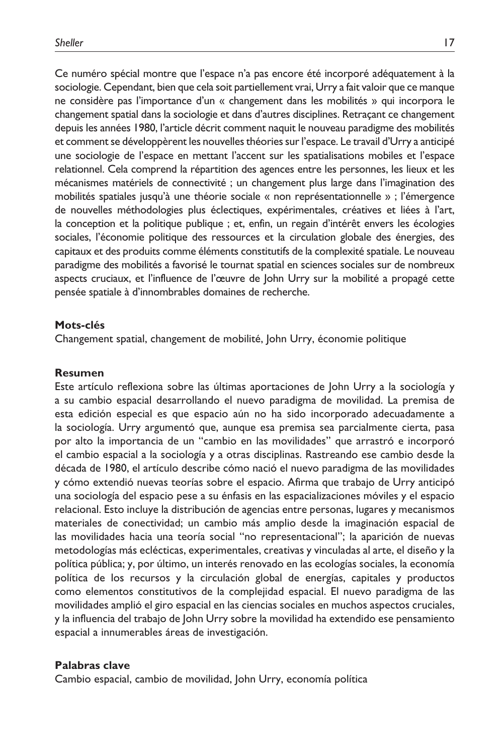Ce numéro spécial montre que l'espace n'a pas encore été incorporé adéquatement à la sociologie. Cependant, bien que cela soit partiellement vrai, Urry a fait valoir que ce manque ne considère pas l'importance d'un « changement dans les mobilités » qui incorpora le changement spatial dans la sociologie et dans d'autres disciplines. Retraçant ce changement depuis les années 1980, l'article décrit comment naquit le nouveau paradigme des mobilités et comment se développèrent les nouvelles théories sur l'espace. Le travail d'Urry a anticipé une sociologie de l'espace en mettant l'accent sur les spatialisations mobiles et l'espace relationnel. Cela comprend la répartition des agences entre les personnes, les lieux et les mécanismes matériels de connectivité ; un changement plus large dans l'imagination des mobilités spatiales jusqu'à une théorie sociale « non représentationnelle » ; l'émergence de nouvelles méthodologies plus éclectiques, expérimentales, créatives et liées à l'art, la conception et la politique publique ; et, enfin, un regain d'intérêt envers les écologies sociales, l'économie politique des ressources et la circulation globale des énergies, des capitaux et des produits comme éléments constitutifs de la complexité spatiale. Le nouveau paradigme des mobilités a favorisé le tournat spatial en sciences sociales sur de nombreux aspects cruciaux, et l'influence de l'œuvre de John Urry sur la mobilité a propagé cette pensée spatiale à d'innombrables domaines de recherche.

**Mots-clés**

Changement spatial, changement de mobilité, John Urry, économie politique

**Resumen**

Este artículo reflexiona sobre las últimas aportaciones de John Urry a la sociología y a su cambio espacial desarrollando el nuevo paradigma de movilidad. La premisa de esta edición especial es que espacio aún no ha sido incorporado adecuadamente a la sociología. Urry argumentó que, aunque esa premisa sea parcialmente cierta, pasa por alto la importancia de un "cambio en las movilidades" que arrastró e incorporó el cambio espacial a la sociología y a otras disciplinas. Rastreando ese cambio desde la década de 1980, el artículo describe cómo nació el nuevo paradigma de las movilidades y cómo extendió nuevas teorías sobre el espacio. Afirma que trabajo de Urry anticipó una sociología del espacio pese a su énfasis en las espacializaciones móviles y el espacio relacional. Esto incluye la distribución de agencias entre personas, lugares y mecanismos materiales de conectividad; un cambio más amplio desde la imaginación espacial de las movilidades hacia una teoría social "no representacional"; la aparición de nuevas metodologías más eclécticas, experimentales, creativas y vinculadas al arte, el diseño y la política pública; y, por último, un interés renovado en las ecologías sociales, la economía política de los recursos y la circulación global de energías, capitales y productos como elementos constitutivos de la complejidad espacial. El nuevo paradigma de las movilidades amplió el giro espacial en las ciencias sociales en muchos aspectos cruciales, y la influencia del trabajo de John Urry sobre la movilidad ha extendido ese pensamiento espacial a innumerables áreas de investigación.

**Palabras clave**

Cambio espacial, cambio de movilidad, John Urry, economía política